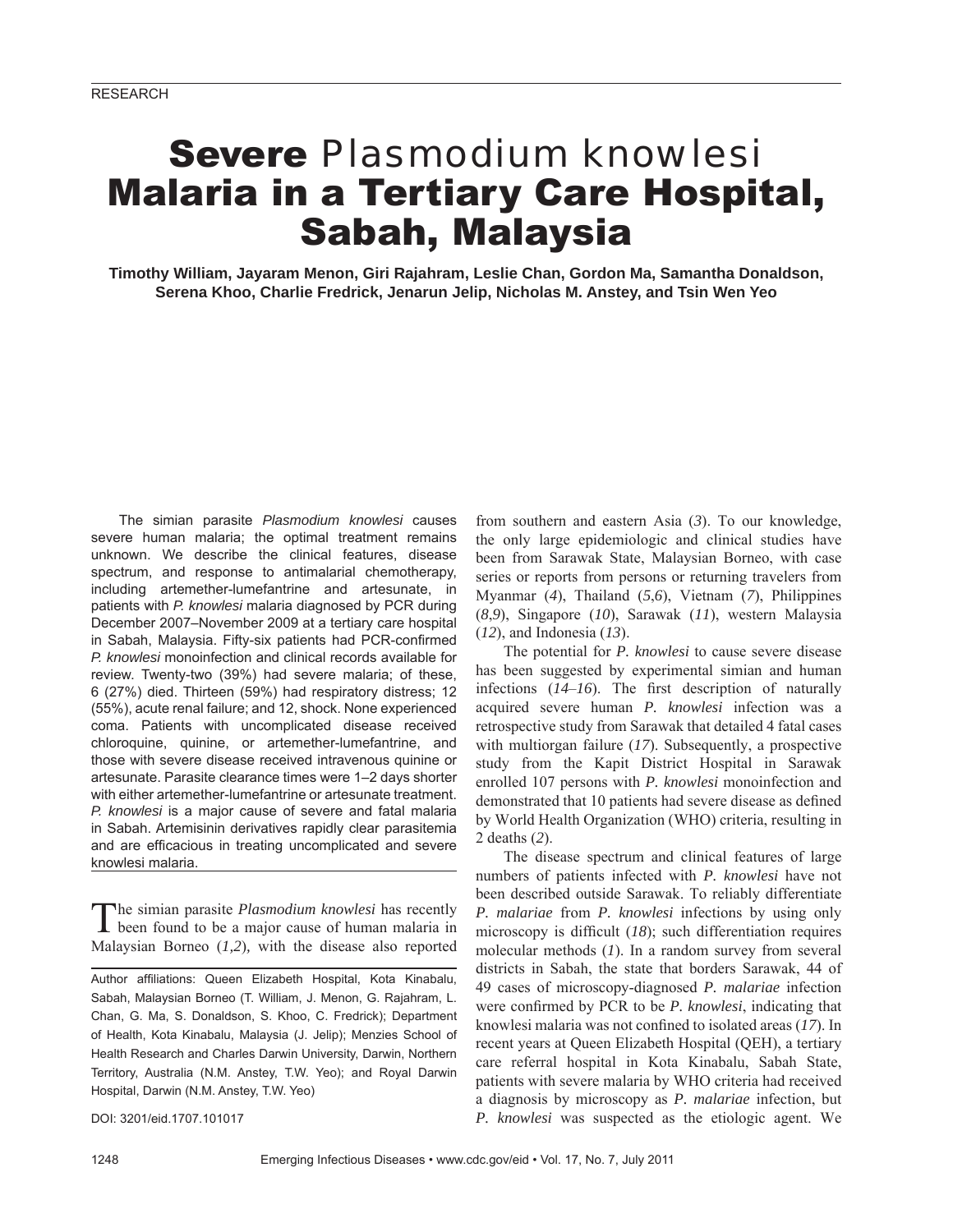RESEARCH

# Severe *Plasmodium knowlesi* Malaria in a Tertiary Care Hospital, Sabah, Malaysia

**Timothy William, Jayaram Menon, Giri Rajahram, Leslie Chan, Gordon Ma, Samantha Donaldson, Serena Khoo, Charlie Fredrick, Jenarun Jelip, Nicholas M. Anstey, and Tsin Wen Yeo**

The simian parasite *Plasmodium knowlesi* causes severe human malaria; the optimal treatment remains unknown. We describe the clinical features, disease spectrum, and response to antimalarial chemotherapy, including artemether-lumefantrine and artesunate, in patients with *P. knowlesi* malaria diagnosed by PCR during December 2007–November 2009 at a tertiary care hospital in Sabah, Malaysia. Fifty-six patients had PCR-confirmed *P. knowlesi* monoinfection and clinical records available for review. Twenty-two (39%) had severe malaria; of these, 6 (27%) died. Thirteen (59%) had respiratory distress; 12 (55%), acute renal failure; and 12, shock. None experienced coma. Patients with uncomplicated disease received chloroquine, quinine, or artemether-lumefantrine, and those with severe disease received intravenous quinine or artesunate. Parasite clearance times were 1–2 days shorter with either artemether-lumefantrine or artesunate treatment. *P. knowlesi* is a major cause of severe and fatal malaria in Sabah. Artemisinin derivatives rapidly clear parasitemia and are efficacious in treating uncomplicated and severe knowlesi malaria.

The simian parasite *Plasmodium knowlesi* has recently been found to be a major cause of human malaria in Malaysian Borneo (*1*,*2*), with the disease also reported from southern and eastern Asia (*3*). To our knowledge, the only large epidemiologic and clinical studies have been from Sarawak State, Malaysian Borneo, with case series or reports from persons or returning travelers from Myanmar (*4*), Thailand (*5*,*6*), Vietnam (*7*), Philippines (*8*,*9*), Singapore (*10*), Sarawak (*11*), western Malaysia (*12*), and Indonesia (*13*).

The potential for *P. knowlesi* to cause severe disease has been suggested by experimental simian and human infections (*14*–*16*). The first description of naturally acquired severe human *P. knowlesi* infection was a retrospective study from Sarawak that detailed 4 fatal cases with multiorgan failure (*17*). Subsequently, a prospective study from the Kapit District Hospital in Sarawak enrolled 107 persons with *P. knowlesi* monoinfection and demonstrated that 10 patients had severe disease as defined by World Health Organization (WHO) criteria, resulting in 2 deaths (*2*).

The disease spectrum and clinical features of large numbers of patients infected with *P. knowlesi* have not been described outside Sarawak. To reliably differentiate *P. malariae* from *P. knowlesi* infections by using only microscopy is difficult (*18*); such differentiation requires molecular methods (*1*). In a random survey from several districts in Sabah, the state that borders Sarawak, 44 of 49 cases of microscopy-diagnosed *P. malariae* infection were confirmed by PCR to be *P. knowlesi*, indicating that knowlesi malaria was not confined to isolated areas (*17*). In recent years at Queen Elizabeth Hospital (QEH), a tertiary care referral hospital in Kota Kinabalu, Sabah State, patients with severe malaria by WHO criteria had received a diagnosis by microscopy as *P. malariae* infection, but *P. knowlesi* was suspected as the etiologic agent. We

Author affiliations: Queen Elizabeth Hospital, Kota Kinabalu, Sabah, Malaysian Borneo (T. William, J. Menon, G. Rajahram, L. Chan, G. Ma, S. Donaldson, S. Khoo, C. Fredrick); Department of Health, Kota Kinabalu, Malaysia (J. Jelip); Menzies School of Health Research and Charles Darwin University, Darwin, Northern Territory, Australia (N.M. Anstey, T.W. Yeo); and Royal Darwin Hospital, Darwin (N.M. Anstey, T.W. Yeo)

DOI: 3201/eid.1707.101017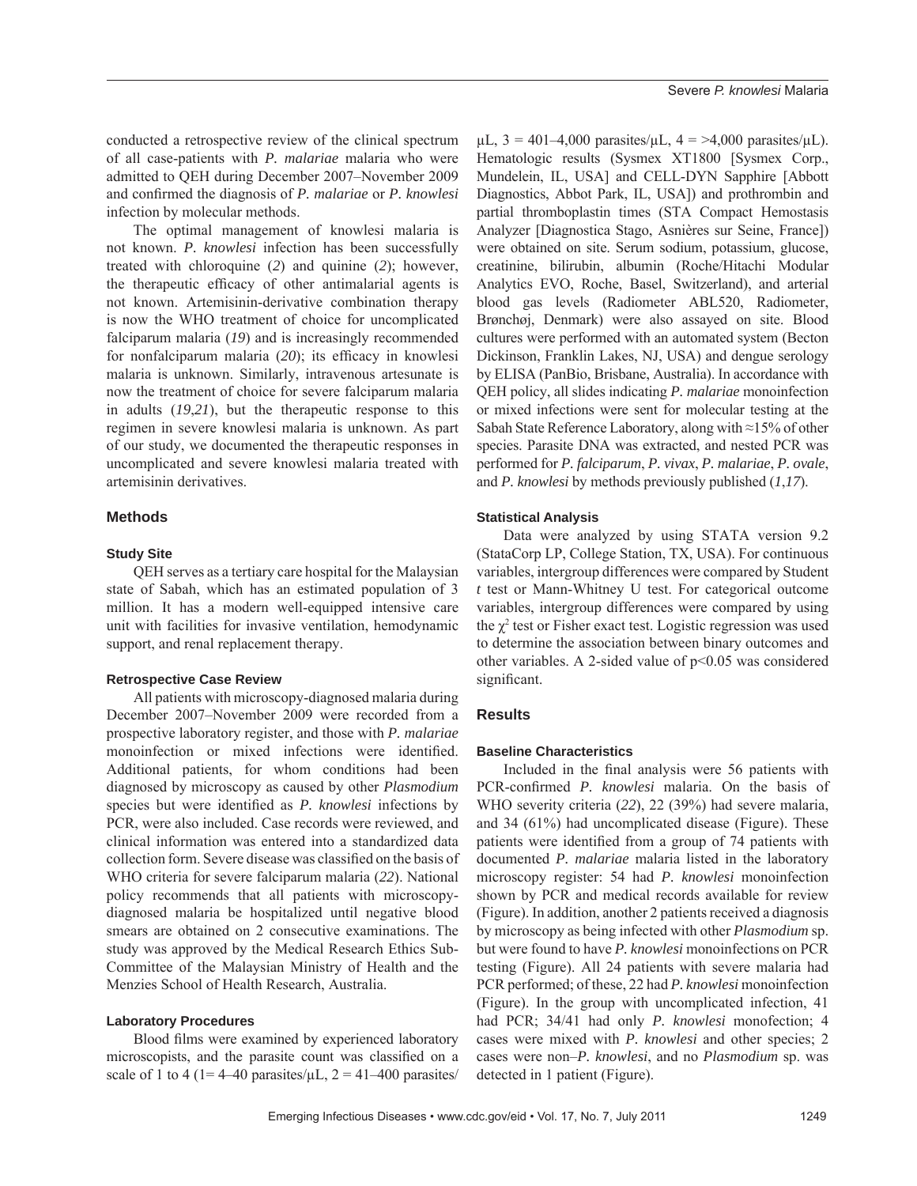conducted a retrospective review of the clinical spectrum of all case-patients with *P. malariae* malaria who were admitted to QEH during December 2007–November 2009 and confirmed the diagnosis of *P. malariae* or *P. knowlesi* infection by molecular methods.

The optimal management of knowlesi malaria is not known. *P. knowlesi* infection has been successfully treated with chloroquine (*2*) and quinine (*2*); however, the therapeutic efficacy of other antimalarial agents is not known. Artemisinin-derivative combination therapy is now the WHO treatment of choice for uncomplicated falciparum malaria (*19*) and is increasingly recommended for nonfalciparum malaria (*20*); its efficacy in knowlesi malaria is unknown. Similarly, intravenous artesunate is now the treatment of choice for severe falciparum malaria in adults (*19*,*21*), but the therapeutic response to this regimen in severe knowlesi malaria is unknown. As part of our study, we documented the therapeutic responses in uncomplicated and severe knowlesi malaria treated with artemisinin derivatives.

## Methods

### Study Site

QEH serves as a tertiary care hospital for the Malaysian state of Sabah, which has an estimated population of 3 million. It has a modern well-equipped intensive care unit with facilities for invasive ventilation, hemodynamic support, and renal replacement therapy.

### Retrospective Case Review

All patients with microscopy-diagnosed malaria during December 2007–November 2009 were recorded from a prospective laboratory register, and those with *P. malariae* monoinfection or mixed infections were identified. Additional patients, for whom conditions had been diagnosed by microscopy as caused by other *Plasmodium* species but were identified as *P. knowlesi* infections by PCR, were also included. Case records were reviewed, and clinical information was entered into a standardized data collection form. Severe disease was classified on the basis of WHO criteria for severe falciparum malaria (*22*). National policy recommends that all patients with microscopy-diagnosed malaria be hospitalized until negative blood smears are obtained on 2 consecutive examinations. The study was approved by the Medical Research Ethics Sub-Committee of the Malaysian Ministry of Health and the Menzies School of Health Research, Australia.

### Laboratory Procedures

Blood films were examined by experienced laboratory microscopists, and the parasite count was classified on a scale of 1 to 4 (1= 4–40 parasites/μL, 2 = 41–400 parasites/μL, 3 = 401–4,000 parasites/μL, 4 = >4,000 parasites/μL). Hematologic results (Sysmex XT1800 [Sysmex Corp., Mundelein, IL, USA] and CELL-DYN Sapphire [Abbott Diagnostics, Abbot Park, IL, USA]) and prothrombin and partial thromboplastin times (STA Compact Hemostasis Analyzer [Diagnostica Stago, Asnières sur Seine, France]) were obtained on site. Serum sodium, potassium, glucose, creatinine, bilirubin, albumin (Roche/Hitachi Modular Analytics EVO, Roche, Basel, Switzerland), and arterial blood gas levels (Radiometer ABL520, Radiometer, Brønchøj, Denmark) were also assayed on site. Blood cultures were performed with an automated system (Becton Dickinson, Franklin Lakes, NJ, USA) and dengue serology by ELISA (PanBio, Brisbane, Australia). In accordance with QEH policy, all slides indicating *P. malariae* monoinfection or mixed infections were sent for molecular testing at the Sabah State Reference Laboratory, along with ≈15% of other species. Parasite DNA was extracted, and nested PCR was performed for *P. falciparum*, *P. vivax*, *P. malariae*, *P. ovale*, and *P. knowlesi* by methods previously published (*1*,*17*).

### Statistical Analysis

Data were analyzed by using STATA version 9.2 (StataCorp LP, College Station, TX, USA). For continuous variables, intergroup differences were compared by Student *t* test or Mann-Whitney U test. For categorical outcome variables, intergroup differences were compared by using the $\chi^2$ test or Fisher exact test. Logistic regression was used to determine the association between binary outcomes and other variables. A 2-sided value of $p<0.05$ was considered significant.

## Results

### Baseline Characteristics

Included in the final analysis were 56 patients with PCR-confirmed *P. knowlesi* malaria. On the basis of WHO severity criteria (*22*), 22 (39%) had severe malaria, and 34 (61%) had uncomplicated disease (Figure). These patients were identified from a group of 74 patients with documented *P. malariae* malaria listed in the laboratory microscopy register: 54 had *P. knowlesi* monoinfection shown by PCR and medical records available for review (Figure). In addition, another 2 patients received a diagnosis by microscopy as being infected with other *Plasmodium* sp. but were found to have *P. knowlesi* monoinfections on PCR testing (Figure). All 24 patients with severe malaria had PCR performed; of these, 22 had *P. knowlesi* monoinfection (Figure). In the group with uncomplicated infection, 41 had PCR; 34/41 had only *P. knowlesi* monofection; 4 cases were mixed with *P. knowlesi* and other species; 2 cases were non–*P. knowlesi*, and no *Plasmodium* sp. was detected in 1 patient (Figure).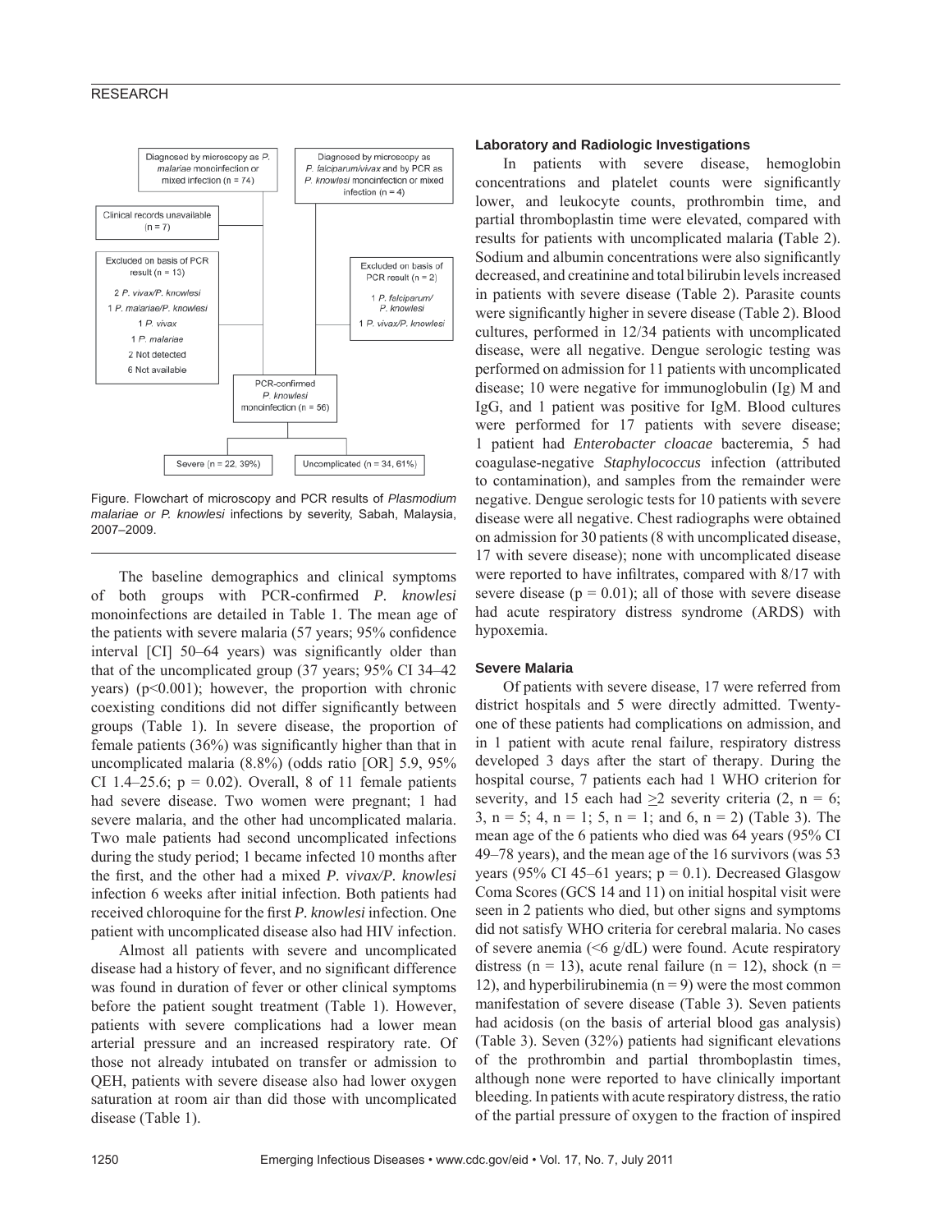Figure. Flowchart of microscopy and PCR results of *Plasmodium malariae or P. knowlesi* infections by severity, Sabah, Malaysia, 2007–2009.

The baseline demographics and clinical symptoms of both groups with PCR-confirmed *P. knowlesi* monoinfections are detailed in Table 1. The mean age of the patients with severe malaria (57 years; 95% confidence interval [CI] 50–64 years) was significantly older than that of the uncomplicated group (37 years; 95% CI 34–42 years) ($p<0.001$); however, the proportion with chronic coexisting conditions did not differ significantly between groups (Table 1). In severe disease, the proportion of female patients (36%) was significantly higher than that in uncomplicated malaria (8.8%) (odds ratio [OR] 5.9, 95% CI 1.4–25.6; $p = 0.02$). Overall, 8 of 11 female patients had severe disease. Two women were pregnant; 1 had severe malaria, and the other had uncomplicated malaria. Two male patients had second uncomplicated infections during the study period; 1 became infected 10 months after the first, and the other had a mixed *P. vivax/P. knowlesi* infection 6 weeks after initial infection. Both patients had received chloroquine for the first *P. knowlesi* infection. One patient with uncomplicated disease also had HIV infection.

Almost all patients with severe and uncomplicated disease had a history of fever, and no significant difference was found in duration of fever or other clinical symptoms before the patient sought treatment (Table 1). However, patients with severe complications had a lower mean arterial pressure and an increased respiratory rate. Of those not already intubated on transfer or admission to QEH, patients with severe disease also had lower oxygen saturation at room air than did those with uncomplicated disease (Table 1).

### Laboratory and Radiologic Investigations

In patients with severe disease, hemoglobin concentrations and platelet counts were significantly lower, and leukocyte counts, prothrombin time, and partial thromboplastin time were elevated, compared with results for patients with uncomplicated malaria **(**Table 2). Sodium and albumin concentrations were also significantly decreased, and creatinine and total bilirubin levels increased in patients with severe disease (Table 2). Parasite counts were significantly higher in severe disease (Table 2). Blood cultures, performed in 12/34 patients with uncomplicated disease, were all negative. Dengue serologic testing was performed on admission for 11 patients with uncomplicated disease; 10 were negative for immunoglobulin (Ig) M and IgG, and 1 patient was positive for IgM. Blood cultures were performed for 17 patients with severe disease; 1 patient had *Enterobacter cloacae* bacteremia, 5 had coagulase-negative *Staphylococcus* infection (attributed to contamination), and samples from the remainder were negative. Dengue serologic tests for 10 patients with severe disease were all negative. Chest radiographs were obtained on admission for 30 patients (8 with uncomplicated disease, 17 with severe disease); none with uncomplicated disease were reported to have infiltrates, compared with 8/17 with severe disease ($p = 0.01$); all of those with severe disease had acute respiratory distress syndrome (ARDS) with hypoxemia.

### Severe Malaria

Of patients with severe disease, 17 were referred from district hospitals and 5 were directly admitted. Twenty-one of these patients had complications on admission, and in 1 patient with acute renal failure, respiratory distress developed 3 days after the start of therapy. During the hospital course, 7 patients each had 1 WHO criterion for severity, and 15 each had $\geq$2 severity criteria (2, n = 6; 3, n = 5; 4, n = 1; 5, n = 1; and 6, n = 2) (Table 3). The mean age of the 6 patients who died was 64 years (95% CI 49–78 years), and the mean age of the 16 survivors (was 53 years (95% CI 45–61 years; $p = 0.1$). Decreased Glasgow Coma Scores (GCS 14 and 11) on initial hospital visit were seen in 2 patients who died, but other signs and symptoms did not satisfy WHO criteria for cerebral malaria. No cases of severe anemia (<6 g/dL) were found. Acute respiratory distress (n = 13), acute renal failure (n = 12), shock (n = 12), and hyperbilirubinemia (n = 9) were the most common manifestation of severe disease (Table 3). Seven patients had acidosis (on the basis of arterial blood gas analysis) (Table 3). Seven (32%) patients had significant elevations of the prothrombin and partial thromboplastin times, although none were reported to have clinically important bleeding. In patients with acute respiratory distress, the ratio of the partial pressure of oxygen to the fraction of inspired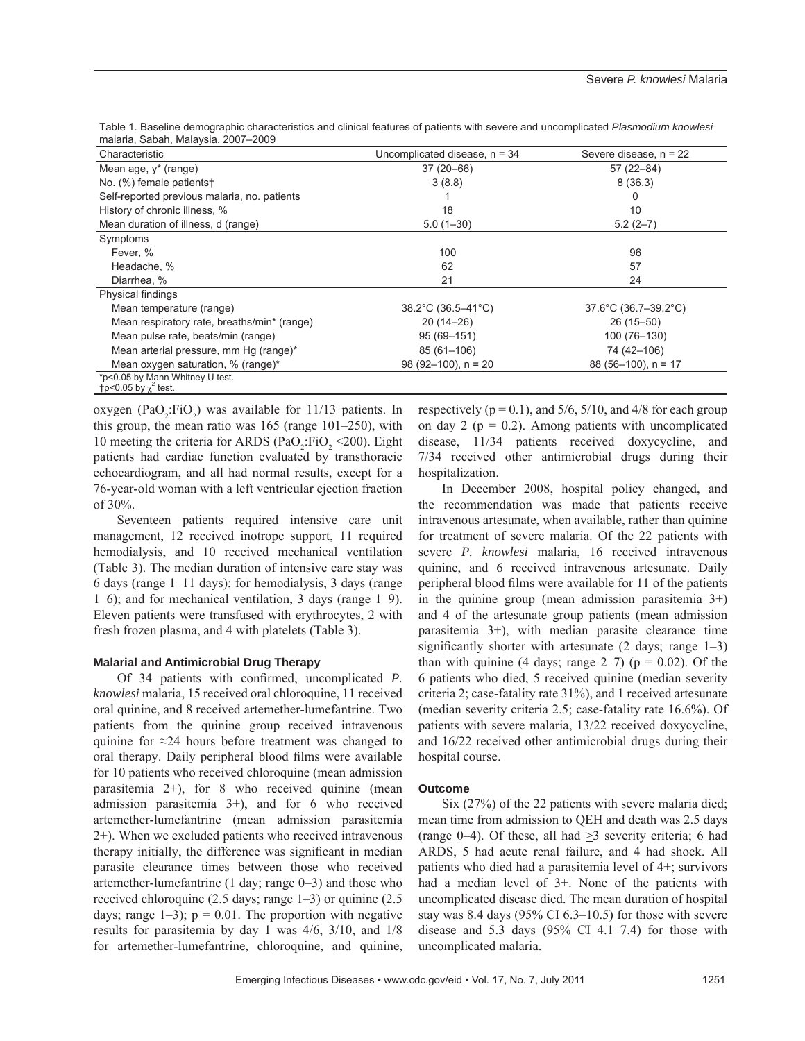Table 1. Baseline demographic characteristics and clinical features of patients with severe and uncomplicated *Plasmodium knowlesi* malaria, Sabah, Malaysia, 2007–2009

| Characteristic | Uncomplicated disease, n = 34 | Severe disease, n = 22 |
|---|---|---|
| Mean age, y* (range) | 37 (20–66) | 57 (22–84) |
| No. (%) female patients† | 3 (8.8) | 8 (36.3) |
| Self-reported previous malaria, no. patients | 1 | 0 |
| History of chronic illness, % | 18 | 10 |
| Mean duration of illness, d (range) | 5.0 (1–30) | 5.2 (2–7) |
| Symptoms | | |
| Fever, % | 100 | 96 |
| Headache, % | 62 | 57 |
| Diarrhea, % | 21 | 24 |
| Physical findings | | |
| Mean temperature (range) | 38.2°C (36.5–41°C) | 37.6°C (36.7–39.2°C) |
| Mean respiratory rate, breaths/min* (range) | 20 (14–26) | 26 (15–50) |
| Mean pulse rate, beats/min (range) | 95 (69–151) | 100 (76–130) |
| Mean arterial pressure, mm Hg (range)* | 85 (61–106) | 74 (42–106) |
| Mean oxygen saturation, % (range)* | 98 (92–100), n = 20 | 88 (56–100), n = 17 |

*p<0.05 by Mann Whitney U test.
†p<0.05 by $\chi^2$ test.

oxygen ($PaO_2$:$FiO_2$) was available for 11/13 patients. In this group, the mean ratio was 165 (range 101–250), with 10 meeting the criteria for ARDS ($PaO_2$:$FiO_2$ <200). Eight patients had cardiac function evaluated by transthoracic echocardiogram, and all had normal results, except for a 76-year-old woman with a left ventricular ejection fraction of 30%.

Seventeen patients required intensive care unit management, 12 received inotrope support, 11 required hemodialysis, and 10 received mechanical ventilation (Table 3). The median duration of intensive care stay was 6 days (range 1–11 days); for hemodialysis, 3 days (range 1–6); and for mechanical ventilation, 3 days (range 1–9). Eleven patients were transfused with erythrocytes, 2 with fresh frozen plasma, and 4 with platelets (Table 3).

### Malarial and Antimicrobial Drug Therapy

Of 34 patients with confirmed, uncomplicated *P. knowlesi* malaria, 15 received oral chloroquine, 11 received oral quinine, and 8 received artemether-lumefantrine. Two patients from the quinine group received intravenous quinine for ≈24 hours before treatment was changed to oral therapy. Daily peripheral blood films were available for 10 patients who received chloroquine (mean admission parasitemia 2+), for 8 who received quinine (mean admission parasitemia 3+), and for 6 who received artemether-lumefantrine (mean admission parasitemia 2+). When we excluded patients who received intravenous therapy initially, the difference was significant in median parasite clearance times between those who received artemether-lumefantrine (1 day; range 0–3) and those who received chloroquine (2.5 days; range 1–3) or quinine (2.5 days; range 1–3); p = 0.01. The proportion with negative results for parasitemia by day 1 was 4/6, 3/10, and 1/8 for artemether-lumefantrine, chloroquine, and quinine, respectively (p = 0.1), and 5/6, 5/10, and 4/8 for each group on day 2 (p = 0.2). Among patients with uncomplicated disease, 11/34 patients received doxycycline, and 7/34 received other antimicrobial drugs during their hospitalization.

In December 2008, hospital policy changed, and the recommendation was made that patients receive intravenous artesunate, when available, rather than quinine for treatment of severe malaria. Of the 22 patients with severe *P. knowlesi* malaria, 16 received intravenous quinine, and 6 received intravenous artesunate. Daily peripheral blood films were available for 11 of the patients in the quinine group (mean admission parasitemia 3+) and 4 of the artesunate group patients (mean admission parasitemia 3+), with median parasite clearance time significantly shorter with artesunate (2 days; range 1–3) than with quinine (4 days; range 2–7) (p = 0.02). Of the 6 patients who died, 5 received quinine (median severity criteria 2; case-fatality rate 31%), and 1 received artesunate (median severity criteria 2.5; case-fatality rate 16.6%). Of patients with severe malaria, 13/22 received doxycycline, and 16/22 received other antimicrobial drugs during their hospital course.

### Outcome

Six (27%) of the 22 patients with severe malaria died; mean time from admission to QEH and death was 2.5 days (range 0–4). Of these, all had ≥3 severity criteria; 6 had ARDS, 5 had acute renal failure, and 4 had shock. All patients who died had a parasitemia level of 4+; survivors had a median level of 3+. None of the patients with uncomplicated disease died. The mean duration of hospital stay was 8.4 days (95% CI 6.3–10.5) for those with severe disease and 5.3 days (95% CI 4.1–7.4) for those with uncomplicated malaria.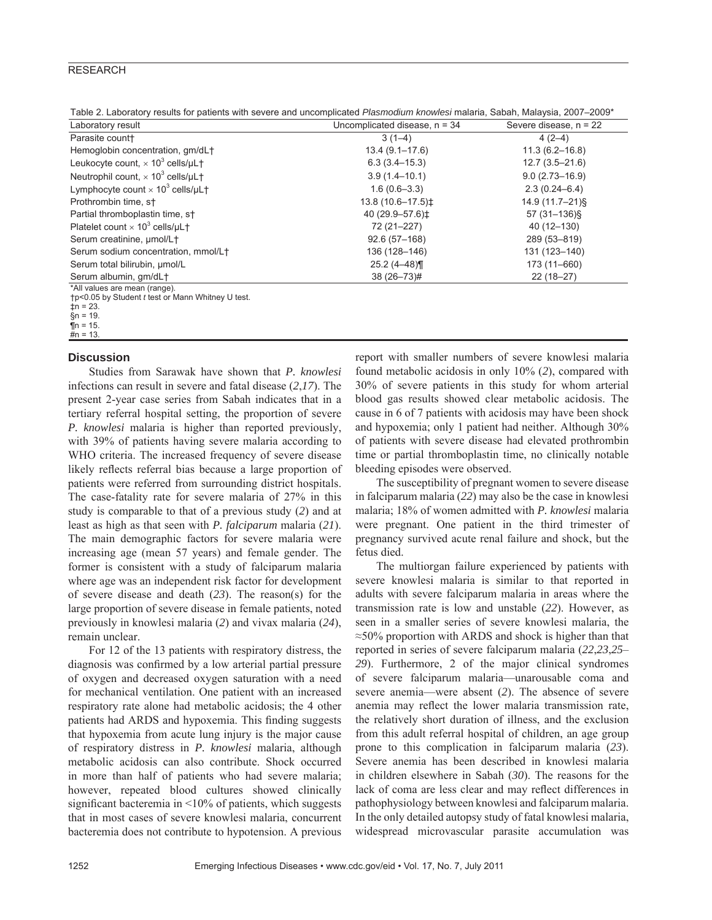Table 2. Laboratory results for patients with severe and uncomplicated *Plasmodium knowlesi* malaria, Sabah, Malaysia, 2007–2009*

| Laboratory result | Uncomplicated disease, n = 34 | Severe disease, n = 22 |
|---|---|---|
| Parasite count† | 3 (1–4) | 4 (2–4) |
| Hemoglobin concentration, gm/dL† | 13.4 (9.1–17.6) | 11.3 (6.2–16.8) |
| Leukocyte count, $\times 10^3$ cells/μL† | 6.3 (3.4–15.3) | 12.7 (3.5–21.6) |
| Neutrophil count, $\times 10^3$ cells/μL† | 3.9 (1.4–10.1) | 9.0 (2.73–16.9) |
| Lymphocyte count $\times 10^3$ cells/μL† | 1.6 (0.6–3.3) | 2.3 (0.24–6.4) |
| Prothrombin time, s† | 13.8 (10.6–17.5)‡ | 14.9 (11.7–21)§ |
| Partial thromboplastin time, s† | 40 (29.9–57.6)‡ | 57 (31–136)§ |
| Platelet count $\times 10^3$ cells/μL† | 72 (21–227) | 40 (12–130) |
| Serum creatinine, μmol/L† | 92.6 (57–168) | 289 (53–819) |
| Serum sodium concentration, mmol/L† | 136 (128–146) | 131 (123–140) |
| Serum total bilirubin, μmol/L | 25.2 (4–48)¶ | 173 (11–660) |
| Serum albumin, gm/dL† | 38 (26–73)# | 22 (18–27) |

*All values are mean (range).
†p<0.05 by Student *t* test or Mann Whitney U test.
‡n = 23.
§n = 19.
¶n = 15.
#n = 13.

## Discussion

Studies from Sarawak have shown that *P. knowlesi* infections can result in severe and fatal disease (*2*,*17*). The present 2-year case series from Sabah indicates that in a tertiary referral hospital setting, the proportion of severe *P. knowlesi* malaria is higher than reported previously, with 39% of patients having severe malaria according to WHO criteria. The increased frequency of severe disease likely reflects referral bias because a large proportion of patients were referred from surrounding district hospitals. The case-fatality rate for severe malaria of 27% in this study is comparable to that of a previous study (*2*) and at least as high as that seen with *P. falciparum* malaria (*21*). The main demographic factors for severe malaria were increasing age (mean 57 years) and female gender. The former is consistent with a study of falciparum malaria where age was an independent risk factor for development of severe disease and death (*23*). The reason(s) for the large proportion of severe disease in female patients, noted previously in knowlesi malaria (*2*) and vivax malaria (*24*), remain unclear.

For 12 of the 13 patients with respiratory distress, the diagnosis was confirmed by a low arterial partial pressure of oxygen and decreased oxygen saturation with a need for mechanical ventilation. One patient with an increased respiratory rate alone had metabolic acidosis; the 4 other patients had ARDS and hypoxemia. This finding suggests that hypoxemia from acute lung injury is the major cause of respiratory distress in *P. knowlesi* malaria, although metabolic acidosis can also contribute. Shock occurred in more than half of patients who had severe malaria; however, repeated blood cultures showed clinically significant bacteremia in <10% of patients, which suggests that in most cases of severe knowlesi malaria, concurrent bacteremia does not contribute to hypotension. A previous report with smaller numbers of severe knowlesi malaria found metabolic acidosis in only 10% (*2*), compared with 30% of severe patients in this study for whom arterial blood gas results showed clear metabolic acidosis. The cause in 6 of 7 patients with acidosis may have been shock and hypoxemia; only 1 patient had neither. Although 30% of patients with severe disease had elevated prothrombin time or partial thromboplastin time, no clinically notable bleeding episodes were observed.

The susceptibility of pregnant women to severe disease in falciparum malaria (*22*) may also be the case in knowlesi malaria; 18% of women admitted with *P. knowlesi* malaria were pregnant. One patient in the third trimester of pregnancy survived acute renal failure and shock, but the fetus died.

The multiorgan failure experienced by patients with severe knowlesi malaria is similar to that reported in adults with severe falciparum malaria in areas where the transmission rate is low and unstable (*22*). However, as seen in a smaller series of severe knowlesi malaria, the ≈50% proportion with ARDS and shock is higher than that reported in series of severe falciparum malaria (*22*,*23*,*25*–*29*). Furthermore, 2 of the major clinical syndromes of severe falciparum malaria—unarousable coma and severe anemia—were absent (*2*). The absence of severe anemia may reflect the lower malaria transmission rate, the relatively short duration of illness, and the exclusion from this adult referral hospital of children, an age group prone to this complication in falciparum malaria (*23*). Severe anemia has been described in knowlesi malaria in children elsewhere in Sabah (*30*). The reasons for the lack of coma are less clear and may reflect differences in pathophysiology between knowlesi and falciparum malaria. In the only detailed autopsy study of fatal knowlesi malaria, widespread microvascular parasite accumulation was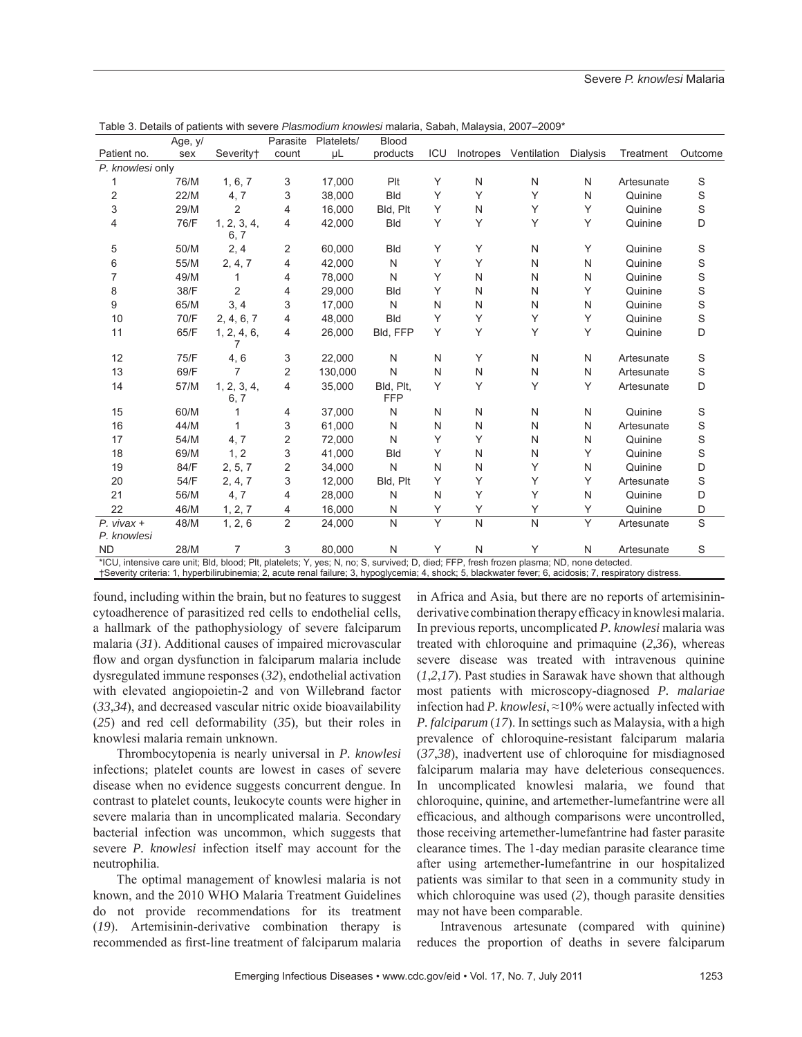Table 3. Details of patients with severe *Plasmodium knowlesi* malaria, Sabah, Malaysia, 2007–2009*

| Patient no. | Age, y/sex | Severity† | Parasite count | Platelets/µL | Blood products | ICU | Inotropes | Ventilation | Dialysis | Treatment | Outcome |
|---|---|---|---|---|---|---|---|---|---|---|---|
| *P. knowlesi* only | | | | | | | | | | | |
| 1 | 76/M | 1, 6, 7 | 3 | 17,000 | Plt | Y | N | N | N | Artesunate | S |
| 2 | 22/M | 4, 7 | 3 | 38,000 | Bld | Y | Y | Y | N | Quinine | S |
| 3 | 29/M | 2 | 4 | 16,000 | Bld, Plt | Y | N | Y | Y | Quinine | S |
| 4 | 76/F | 1, 2, 3, 4, 6, 7 | 4 | 42,000 | Bld | Y | Y | Y | Y | Quinine | D |
| 5 | 50/M | 2, 4 | 2 | 60,000 | Bld | Y | Y | N | Y | Quinine | S |
| 6 | 55/M | 2, 4, 7 | 4 | 42,000 | N | Y | Y | N | N | Quinine | S |
| 7 | 49/M | 1 | 4 | 78,000 | N | Y | N | N | N | Quinine | S |
| 8 | 38/F | 2 | 4 | 29,000 | Bld | Y | N | N | Y | Quinine | S |
| 9 | 65/M | 3, 4 | 3 | 17,000 | N | N | N | N | N | Quinine | S |
| 10 | 70/F | 2, 4, 6, 7 | 4 | 48,000 | Bld | Y | Y | Y | Y | Quinine | S |
| 11 | 65/F | 1, 2, 4, 6, 7 | 4 | 26,000 | Bld, FFP | Y | Y | Y | Y | Quinine | D |
| 12 | 75/F | 4, 6 | 3 | 22,000 | N | N | Y | N | N | Artesunate | S |
| 13 | 69/F | 7 | 2 | 130,000 | N | N | N | N | N | Artesunate | S |
| 14 | 57/M | 1, 2, 3, 4, 6, 7 | 4 | 35,000 | Bld, Plt, FFP | Y | Y | Y | Y | Artesunate | D |
| 15 | 60/M | 1 | 4 | 37,000 | N | N | N | N | N | Quinine | S |
| 16 | 44/M | 1 | 3 | 61,000 | N | N | N | N | N | Artesunate | S |
| 17 | 54/M | 4, 7 | 2 | 72,000 | N | Y | Y | N | N | Quinine | S |
| 18 | 69/M | 1, 2 | 3 | 41,000 | Bld | Y | N | N | Y | Quinine | S |
| 19 | 84/F | 2, 5, 7 | 2 | 34,000 | N | N | N | Y | N | Quinine | D |
| 20 | 54/F | 2, 4, 7 | 3 | 12,000 | Bld, Plt | Y | Y | Y | Y | Artesunate | S |
| 21 | 56/M | 4, 7 | 4 | 28,000 | N | N | Y | Y | N | Quinine | D |
| 22 | 46/M | 1, 2, 7 | 4 | 16,000 | N | Y | Y | Y | Y | Quinine | D |
| *P. vivax* + *P. knowlesi* | 48/M | 1, 2, 6 | 2 | 24,000 | N | Y | N | N | Y | Artesunate | S |
| ND | 28/M | 7 | 3 | 80,000 | N | Y | N | Y | N | Artesunate | S |

*ICU, intensive care unit; Bld, blood; Plt, platelets; Y, yes; N, no; S, survived; D, died; FFP, fresh frozen plasma; ND, none detected.
†Severity criteria: 1, hyperbilirubinemia; 2, acute renal failure; 3, hypoglycemia; 4, shock; 5, blackwater fever; 6, acidosis; 7, respiratory distress.

found, including within the brain, but no features to suggest cytoadherence of parasitized red cells to endothelial cells, a hallmark of the pathophysiology of severe falciparum malaria (*31*). Additional causes of impaired microvascular flow and organ dysfunction in falciparum malaria include dysregulated immune responses (*32*), endothelial activation with elevated angiopoietin-2 and von Willebrand factor (*33*,*34*), and decreased vascular nitric oxide bioavailability (*25*) and red cell deformability (*35*), but their roles in knowlesi malaria remain unknown.

Thrombocytopenia is nearly universal in *P. knowlesi* infections; platelet counts are lowest in cases of severe disease when no evidence suggests concurrent dengue. In contrast to platelet counts, leukocyte counts were higher in severe malaria than in uncomplicated malaria. Secondary bacterial infection was uncommon, which suggests that severe *P. knowlesi* infection itself may account for the neutrophilia.

The optimal management of knowlesi malaria is not known, and the 2010 WHO Malaria Treatment Guidelines do not provide recommendations for its treatment (*19*). Artemisinin-derivative combination therapy is recommended as first-line treatment of falciparum malaria in Africa and Asia, but there are no reports of artemisinin-derivative combination therapy efficacy in knowlesi malaria. In previous reports, uncomplicated *P. knowlesi* malaria was treated with chloroquine and primaquine (*2*,*36*), whereas severe disease was treated with intravenous quinine (*1*,*2*,*17*). Past studies in Sarawak have shown that although most patients with microscopy-diagnosed *P. malariae* infection had *P. knowlesi*, ≈10% were actually infected with *P. falciparum* (*17*). In settings such as Malaysia, with a high prevalence of chloroquine-resistant falciparum malaria (*37*,*38*), inadvertent use of chloroquine for misdiagnosed falciparum malaria may have deleterious consequences. In uncomplicated knowlesi malaria, we found that chloroquine, quinine, and artemether-lumefantrine were all efficacious, and although comparisons were uncontrolled, those receiving artemether-lumefantrine had faster parasite clearance times. The 1-day median parasite clearance time after using artemether-lumefantrine in our hospitalized patients was similar to that seen in a community study in which chloroquine was used (*2*), though parasite densities may not have been comparable.

Intravenous artesunate (compared with quinine) reduces the proportion of deaths in severe falciparum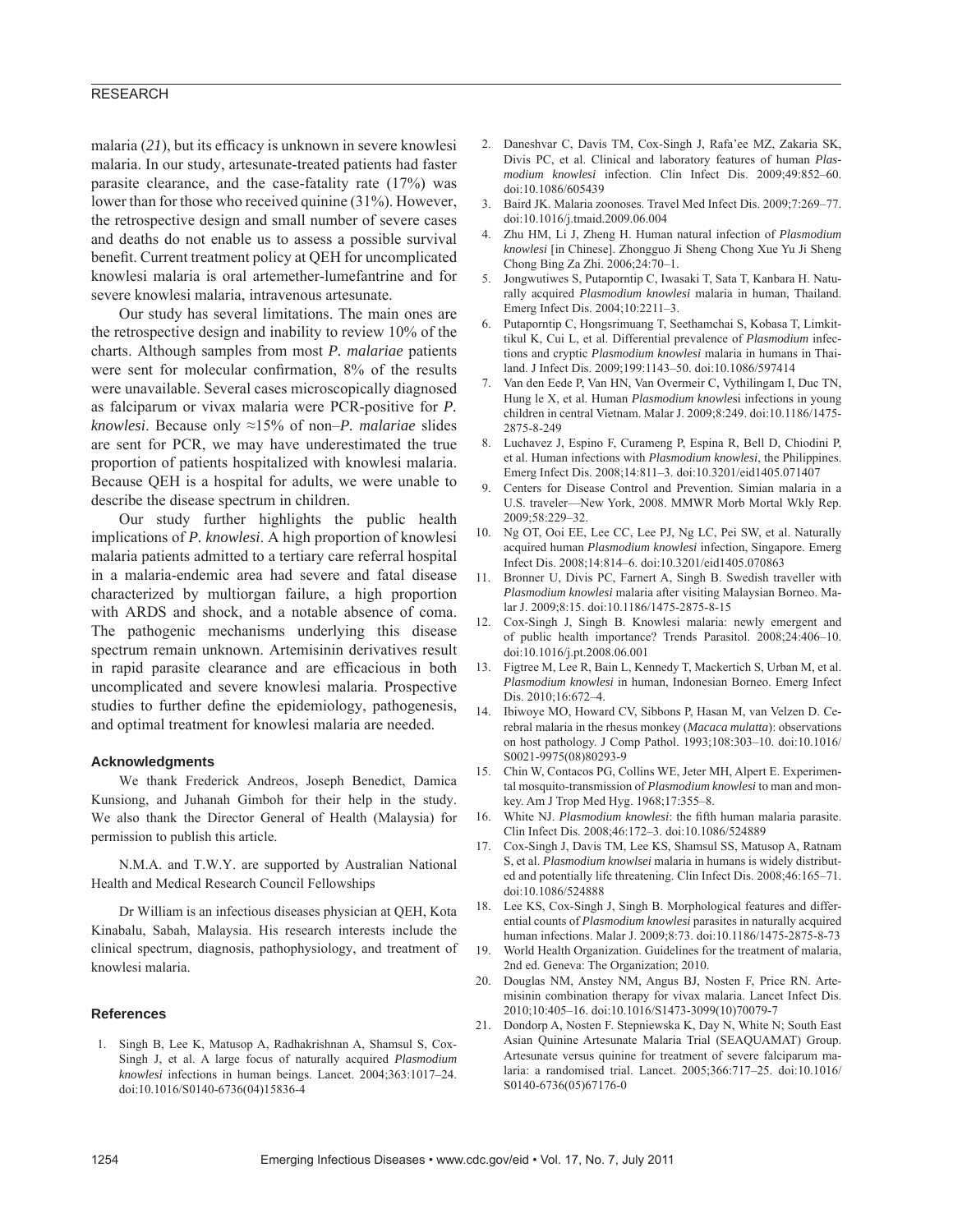malaria (*21*), but its efficacy is unknown in severe knowlesi malaria. In our study, artesunate-treated patients had faster parasite clearance, and the case-fatality rate (17%) was lower than for those who received quinine (31%). However, the retrospective design and small number of severe cases and deaths do not enable us to assess a possible survival benefit. Current treatment policy at QEH for uncomplicated knowlesi malaria is oral artemether-lumefantrine and for severe knowlesi malaria, intravenous artesunate.

Our study has several limitations. The main ones are the retrospective design and inability to review 10% of the charts. Although samples from most *P. malariae* patients were sent for molecular confirmation, 8% of the results were unavailable. Several cases microscopically diagnosed as falciparum or vivax malaria were PCR-positive for *P. knowlesi*. Because only ≈15% of non–*P. malariae* slides are sent for PCR, we may have underestimated the true proportion of patients hospitalized with knowlesi malaria. Because QEH is a hospital for adults, we were unable to describe the disease spectrum in children.

Our study further highlights the public health implications of *P. knowlesi*. A high proportion of knowlesi malaria patients admitted to a tertiary care referral hospital in a malaria-endemic area had severe and fatal disease characterized by multiorgan failure, a high proportion with ARDS and shock, and a notable absence of coma. The pathogenic mechanisms underlying this disease spectrum remain unknown. Artemisinin derivatives result in rapid parasite clearance and are efficacious in both uncomplicated and severe knowlesi malaria. Prospective studies to further define the epidemiology, pathogenesis, and optimal treatment for knowlesi malaria are needed.

### Acknowledgments

We thank Frederick Andreos, Joseph Benedict, Damica Kunsiong, and Juhanah Gimboh for their help in the study. We also thank the Director General of Health (Malaysia) for permission to publish this article.

N.M.A. and T.W.Y. are supported by Australian National Health and Medical Research Council Fellowships

Dr William is an infectious diseases physician at QEH, Kota Kinabalu, Sabah, Malaysia. His research interests include the clinical spectrum, diagnosis, pathophysiology, and treatment of knowlesi malaria.

### References

1. Singh B, Lee K, Matusop A, Radhakrishnan A, Shamsul S, Cox-Singh J, et al. A large focus of naturally acquired *Plasmodium knowlesi* infections in human beings. Lancet. 2004;363:1017–24. doi:10.1016/S0140-6736(04)15836-4
2. Daneshvar C, Davis TM, Cox-Singh J, Rafa'ee MZ, Zakaria SK, Divis PC, et al. Clinical and laboratory features of human *Plasmodium knowlesi* infection. Clin Infect Dis. 2009;49:852–60. doi:10.1086/605439
3. Baird JK. Malaria zoonoses. Travel Med Infect Dis. 2009;7:269–77. doi:10.1016/j.tmaid.2009.06.004
4. Zhu HM, Li J, Zheng H. Human natural infection of *Plasmodium knowlesi* [in Chinese]. Zhongguo Ji Sheng Chong Xue Yu Ji Sheng Chong Bing Za Zhi. 2006;24:70–1.
5. Jongwutiwes S, Putaporntip C, Iwasaki T, Sata T, Kanbara H. Naturally acquired *Plasmodium knowlesi* malaria in human, Thailand. Emerg Infect Dis. 2004;10:2211–3.
6. Putaporntip C, Hongsrimuang T, Seethamchai S, Kobasa T, Limkittikul K, Cui L, et al. Differential prevalence of *Plasmodium* infections and cryptic *Plasmodium knowlesi* malaria in humans in Thailand. J Infect Dis. 2009;199:1143–50. doi:10.1086/597414
7. Van den Eede P, Van HN, Van Overmeir C, Vythilingam I, Duc TN, Hung le X, et al. Human *Plasmodium knowlesi* infections in young children in central Vietnam. Malar J. 2009;8:249. doi:10.1186/1475-2875-8-249
8. Luchavez J, Espino F, Curameng P, Espina R, Bell D, Chiodini P, et al. Human infections with *Plasmodium knowlesi*, the Philippines. Emerg Infect Dis. 2008;14:811–3. doi:10.3201/eid1405.071407
9. Centers for Disease Control and Prevention. Simian malaria in a U.S. traveler—New York, 2008. MMWR Morb Mortal Wkly Rep. 2009;58:229–32.
10. Ng OT, Ooi EE, Lee CC, Lee PJ, Ng LC, Pei SW, et al. Naturally acquired human *Plasmodium knowlesi* infection, Singapore. Emerg Infect Dis. 2008;14:814–6. doi:10.3201/eid1405.070863
11. Bronner U, Divis PC, Farnert A, Singh B. Swedish traveller with *Plasmodium knowlesi* malaria after visiting Malaysian Borneo. Malar J. 2009;8:15. doi:10.1186/1475-2875-8-15
12. Cox-Singh J, Singh B. Knowlesi malaria: newly emergent and of public health importance? Trends Parasitol. 2008;24:406–10. doi:10.1016/j.pt.2008.06.001
13. Figtree M, Lee R, Bain L, Kennedy T, Mackertich S, Urban M, et al. *Plasmodium knowlesi* in human, Indonesian Borneo. Emerg Infect Dis. 2010;16:672–4.
14. Ibiwoye MO, Howard CV, Sibbons P, Hasan M, van Velzen D. Cerebral malaria in the rhesus monkey (*Macaca mulatta*): observations on host pathology. J Comp Pathol. 1993;108:303–10. doi:10.1016/S0021-9975(08)80293-9
15. Chin W, Contacos PG, Collins WE, Jeter MH, Alpert E. Experimental mosquito-transmission of *Plasmodium knowlesi* to man and monkey. Am J Trop Med Hyg. 1968;17:355–8.
16. White NJ. *Plasmodium knowlesi*: the fifth human malaria parasite. Clin Infect Dis. 2008;46:172–3. doi:10.1086/524889
17. Cox-Singh J, Davis TM, Lee KS, Shamsul SS, Matusop A, Ratnam S, et al. *Plasmodium knowlsei* malaria in humans is widely distributed and potentially life threatening. Clin Infect Dis. 2008;46:165–71. doi:10.1086/524888
18. Lee KS, Cox-Singh J, Singh B. Morphological features and differential counts of *Plasmodium knowlesi* parasites in naturally acquired human infections. Malar J. 2009;8:73. doi:10.1186/1475-2875-8-73
19. World Health Organization. Guidelines for the treatment of malaria, 2nd ed. Geneva: The Organization; 2010.
20. Douglas NM, Anstey NM, Angus BJ, Nosten F, Price RN. Artemisinin combination therapy for vivax malaria. Lancet Infect Dis. 2010;10:405–16. doi:10.1016/S1473-3099(10)70079-7
21. Dondorp A, Nosten F. Stepniewska K, Day N, White N; South East Asian Quinine Artesunate Malaria Trial (SEAQUAMAT) Group. Artesunate versus quinine for treatment of severe falciparum malaria: a randomised trial. Lancet. 2005;366:717–25. doi:10.1016/S0140-6736(05)67176-0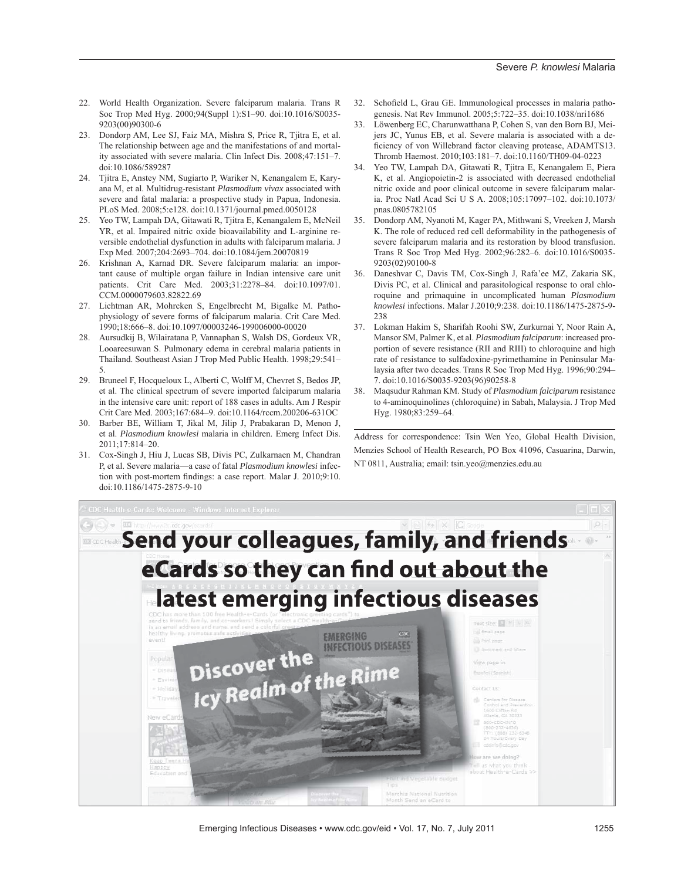22. World Health Organization. Severe falciparum malaria. Trans R Soc Trop Med Hyg. 2000;94(Suppl 1):S1–90. doi:10.1016/S0035-9203(00)90300-6
23. Dondorp AM, Lee SJ, Faiz MA, Mishra S, Price R, Tjitra E, et al. The relationship between age and the manifestations of and mortality associated with severe malaria. Clin Infect Dis. 2008;47:151–7. doi:10.1086/589287
24. Tjitra E, Anstey NM, Sugiarto P, Wariker N, Kenangalem E, Karyana M, et al. Multidrug-resistant *Plasmodium vivax* associated with severe and fatal malaria: a prospective study in Papua, Indonesia. PLoS Med. 2008;5:e128. doi:10.1371/journal.pmed.0050128
25. Yeo TW, Lampah DA, Gitawati R, Tjitra E, Kenangalem E, McNeil YR, et al. Impaired nitric oxide bioavailability and L-arginine reversible endothelial dysfunction in adults with falciparum malaria. J Exp Med. 2007;204:2693–704. doi:10.1084/jem.20070819
26. Krishnan A, Karnad DR. Severe falciparum malaria: an important cause of multiple organ failure in Indian intensive care unit patients. Crit Care Med. 2003;31:2278–84. doi:10.1097/01.CCM.0000079603.82822.69
27. Lichtman AR, Mohrcken S, Engelbrecht M, Bigalke M. Pathophysiology of severe forms of falciparum malaria. Crit Care Med. 1990;18:666–8. doi:10.1097/00003246-199006000-00020
28. Aursudkij B, Wilairatana P, Vannaphan S, Walsh DS, Gordeux VR, Looareesuwan S. Pulmonary edema in cerebral malaria patients in Thailand. Southeast Asian J Trop Med Public Health. 1998;29:541–5.
29. Bruneel F, Hocqueloux L, Alberti C, Wolff M, Chevret S, Bedos JP, et al. The clinical spectrum of severe imported falciparum malaria in the intensive care unit: report of 188 cases in adults. Am J Respir Crit Care Med. 2003;167:684–9. doi:10.1164/rccm.200206-631OC
30. Barber BE, William T, Jikal M, Jilip J, Prabakaran D, Menon J, et al. *Plasmodium knowlesi* malaria in children. Emerg Infect Dis. 2011;17:814–20.
31. Cox-Singh J, Hiu J, Lucas SB, Divis PC, Zulkarnaen M, Chandran P, et al. Severe malaria—a case of fatal *Plasmodium knowlesi* infection with post-mortem findings: a case report. Malar J. 2010;9:10. doi:10.1186/1475-2875-9-10
32. Schofield L, Grau GE. Immunological processes in malaria pathogenesis. Nat Rev Immunol. 2005;5:722–35. doi:10.1038/nri1686
33. Löwenberg EC, Charunwatthana P, Cohen S, van den Born BJ, Meijers JC, Yunus EB, et al. Severe malaria is associated with a deficiency of von Willebrand factor cleaving protease, ADAMTS13. Thromb Haemost. 2010;103:181–7. doi:10.1160/TH09-04-0223
34. Yeo TW, Lampah DA, Gitawati R, Tjitra E, Kenangalem E, Piera K, et al. Angiopoietin-2 is associated with decreased endothelial nitric oxide and poor clinical outcome in severe falciparum malaria. Proc Natl Acad Sci U S A. 2008;105:17097–102. doi:10.1073/pnas.0805782105
35. Dondorp AM, Nyanoti M, Kager PA, Mithwani S, Vreeken J, Marsh K. The role of reduced red cell deformability in the pathogenesis of severe falciparum malaria and its restoration by blood transfusion. Trans R Soc Trop Med Hyg. 2002;96:282–6. doi:10.1016/S0035-9203(02)90100-8
36. Daneshvar C, Davis TM, Cox-Singh J, Rafa'ee MZ, Zakaria SK, Divis PC, et al. Clinical and parasitological response to oral chloroquine and primaquine in uncomplicated human *Plasmodium knowlesi* infections. Malar J.2010;9:238. doi:10.1186/1475-2875-9-238
37. Lokman Hakim S, Sharifah Roohi SW, Zurkurnai Y, Noor Rain A, Mansor SM, Palmer K, et al. *Plasmodium falciparum*: increased proportion of severe resistance (RII and RIII) to chloroquine and high rate of resistance to sulfadoxine-pyrimethamine in Peninsular Malaysia after two decades. Trans R Soc Trop Med Hyg. 1996;90:294–7. doi:10.1016/S0035-9203(96)90258-8
38. Maqsudur Rahman KM. Study of *Plasmodium falciparum* resistance to 4-aminoquinolines (chloroquine) in Sabah, Malaysia. J Trop Med Hyg. 1980;83:259–64.

Address for correspondence: Tsin Wen Yeo, Global Health Division, Menzies School of Health Research, PO Box 41096, Casuarina, Darwin, NT 0811, Australia; email: tsin.yeo@menzies.edu.au

Send your colleagues, family, and friends eCards so they can find out about the latest emerging infectious diseases